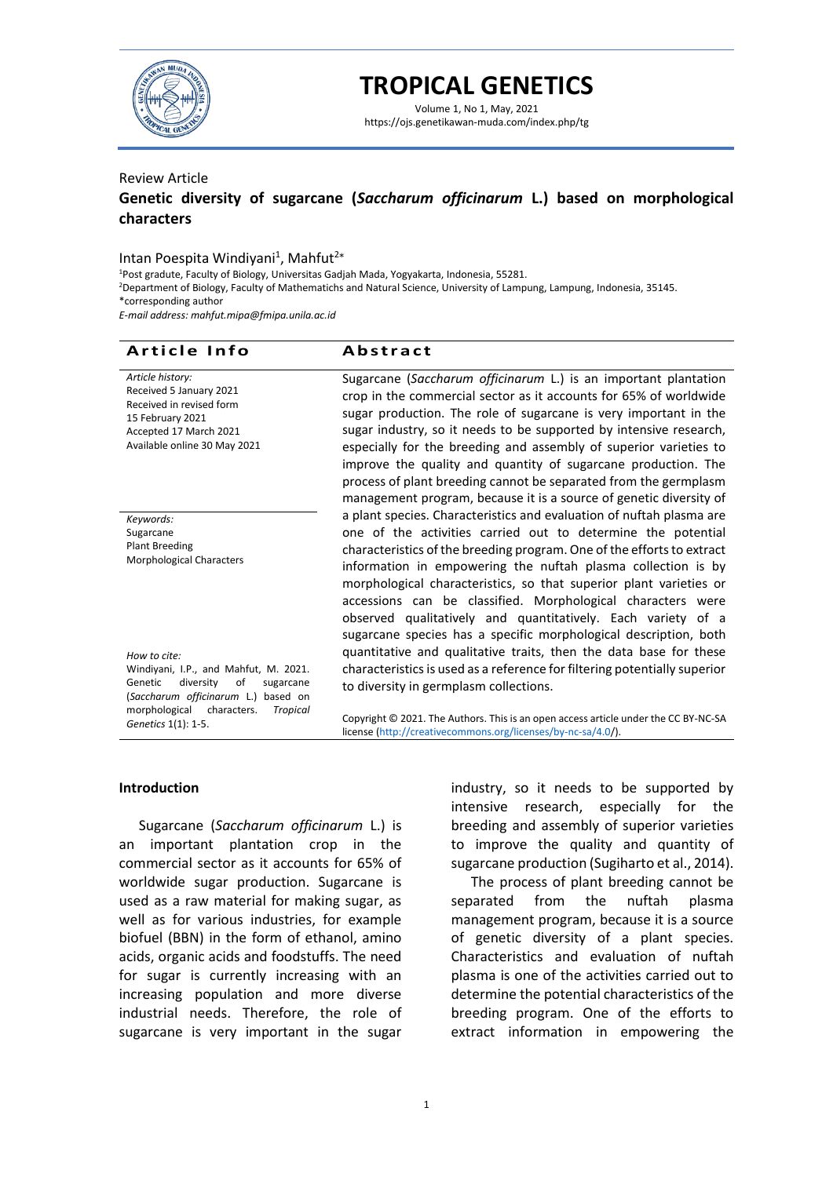# TROPICAL GENETICS

Volume 1, No 1, May, 2021
https://ojs.genetikawan-muda.com/index.php/tg

Review Article

## Genetic diversity of sugarcane (*Saccharum officinarum* L.) based on morphological characters

Intan Poespita Windiyani[1], Mahfut[2*]

[1]Post gradute, Faculty of Biology, Universitas Gadjah Mada, Yogyakarta, Indonesia, 55281.
[2]Department of Biology, Faculty of Mathematichs and Natural Science, University of Lampung, Lampung, Indonesia, 35145.
*corresponding author
*E-mail address: mahfut.mipa@fmipa.unila.ac.id*

**Article Info**

*Article history:*
Received 5 January 2021
Received in revised form 15 February 2021
Accepted 17 March 2021
Available online 30 May 2021

*Keywords:*
Sugarcane
Plant Breeding
Morphological Characters

*How to cite:*
Windiyani, I.P., and Mahfut, M. 2021. Genetic diversity of sugarcane (*Saccharum officinarum* L.) based on morphological characters. *Tropical Genetics* 1(1): 1-5.

**Abstract**

Sugarcane (*Saccharum officinarum* L.) is an important plantation crop in the commercial sector as it accounts for 65% of worldwide sugar production. The role of sugarcane is very important in the sugar industry, so it needs to be supported by intensive research, especially for the breeding and assembly of superior varieties to improve the quality and quantity of sugarcane production. The process of plant breeding cannot be separated from the germplasm management program, because it is a source of genetic diversity of a plant species. Characteristics and evaluation of nuftah plasma are one of the activities carried out to determine the potential characteristics of the breeding program. One of the efforts to extract information in empowering the nuftah plasma collection is by morphological characteristics, so that superior plant varieties or accessions can be classified. Morphological characters were observed qualitatively and quantitatively. Each variety of a sugarcane species has a specific morphological description, both quantitative and qualitative traits, then the data base for these characteristics is used as a reference for filtering potentially superior to diversity in germplasm collections.

Copyright © 2021. The Authors. This is an open access article under the CC BY-NC-SA license (http://creativecommons.org/licenses/by-nc-sa/4.0/).

## Introduction

Sugarcane (*Saccharum officinarum* L.) is an important plantation crop in the commercial sector as it accounts for 65% of worldwide sugar production. Sugarcane is used as a raw material for making sugar, as well as for various industries, for example biofuel (BBN) in the form of ethanol, amino acids, organic acids and foodstuffs. The need for sugar is currently increasing with an increasing population and more diverse industrial needs. Therefore, the role of sugarcane is very important in the sugar industry, so it needs to be supported by intensive research, especially for the breeding and assembly of superior varieties to improve the quality and quantity of sugarcane production (Sugiharto et al., 2014).

The process of plant breeding cannot be separated from the nuftah plasma management program, because it is a source of genetic diversity of a plant species. Characteristics and evaluation of nuftah plasma is one of the activities carried out to determine the potential characteristics of the breeding program. One of the efforts to extract information in empowering the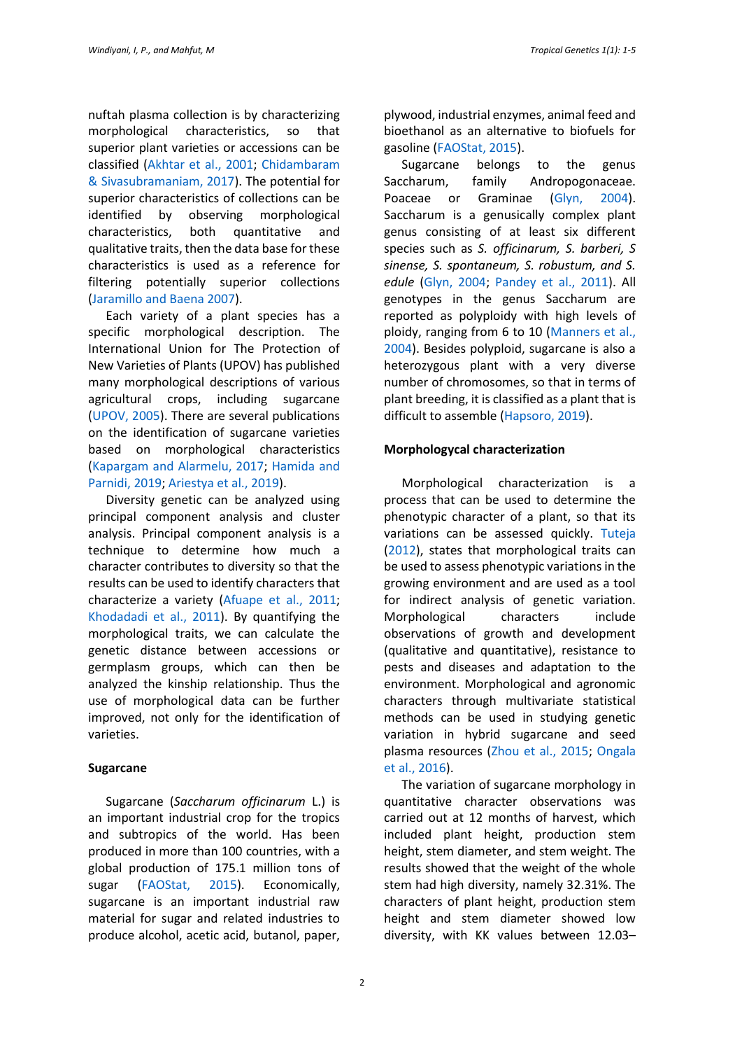nuftah plasma collection is by characterizing morphological characteristics, so that superior plant varieties or accessions can be classified (Akhtar et al., 2001; Chidambaram & Sivasubramaniam, 2017). The potential for superior characteristics of collections can be identified by observing morphological characteristics, both quantitative and qualitative traits, then the data base for these characteristics is used as a reference for filtering potentially superior collections (Jaramillo and Baena 2007).

Each variety of a plant species has a specific morphological description. The International Union for The Protection of New Varieties of Plants (UPOV) has published many morphological descriptions of various agricultural crops, including sugarcane (UPOV, 2005). There are several publications on the identification of sugarcane varieties based on morphological characteristics (Kapargam and Alarmelu, 2017; Hamida and Parnidi, 2019; Ariestya et al., 2019).

Diversity genetic can be analyzed using principal component analysis and cluster analysis. Principal component analysis is a technique to determine how much a character contributes to diversity so that the results can be used to identify characters that characterize a variety (Afuape et al., 2011; Khodadadi et al., 2011). By quantifying the morphological traits, we can calculate the genetic distance between accessions or germplasm groups, which can then be analyzed the kinship relationship. Thus the use of morphological data can be further improved, not only for the identification of varieties.

## Sugarcane

Sugarcane (*Saccharum officinarum* L.) is an important industrial crop for the tropics and subtropics of the world. Has been produced in more than 100 countries, with a global production of 175.1 million tons of sugar (FAOStat, 2015). Economically, sugarcane is an important industrial raw material for sugar and related industries to produce alcohol, acetic acid, butanol, paper, plywood, industrial enzymes, animal feed and bioethanol as an alternative to biofuels for gasoline (FAOStat, 2015).

Sugarcane belongs to the genus Saccharum, family Andropogonaceae. Poaceae or Graminae (Glyn, 2004). Saccharum is a genusically complex plant genus consisting of at least six different species such as *S. officinarum, S. barberi, S sinense, S. spontaneum, S. robustum, and S. edule* (Glyn, 2004; Pandey et al., 2011). All genotypes in the genus Saccharum are reported as polyploidy with high levels of ploidy, ranging from 6 to 10 (Manners et al., 2004). Besides polyploid, sugarcane is also a heterozygous plant with a very diverse number of chromosomes, so that in terms of plant breeding, it is classified as a plant that is difficult to assemble (Hapsoro, 2019).

## Morphologycal characterization

Morphological characterization is a process that can be used to determine the phenotypic character of a plant, so that its variations can be assessed quickly. Tuteja (2012), states that morphological traits can be used to assess phenotypic variations in the growing environment and are used as a tool for indirect analysis of genetic variation. Morphological characters include observations of growth and development (qualitative and quantitative), resistance to pests and diseases and adaptation to the environment. Morphological and agronomic characters through multivariate statistical methods can be used in studying genetic variation in hybrid sugarcane and seed plasma resources (Zhou et al., 2015; Ongala et al., 2016).

The variation of sugarcane morphology in quantitative character observations was carried out at 12 months of harvest, which included plant height, production stem height, stem diameter, and stem weight. The results showed that the weight of the whole stem had high diversity, namely 32.31%. The characters of plant height, production stem height and stem diameter showed low diversity, with KK values between 12.03–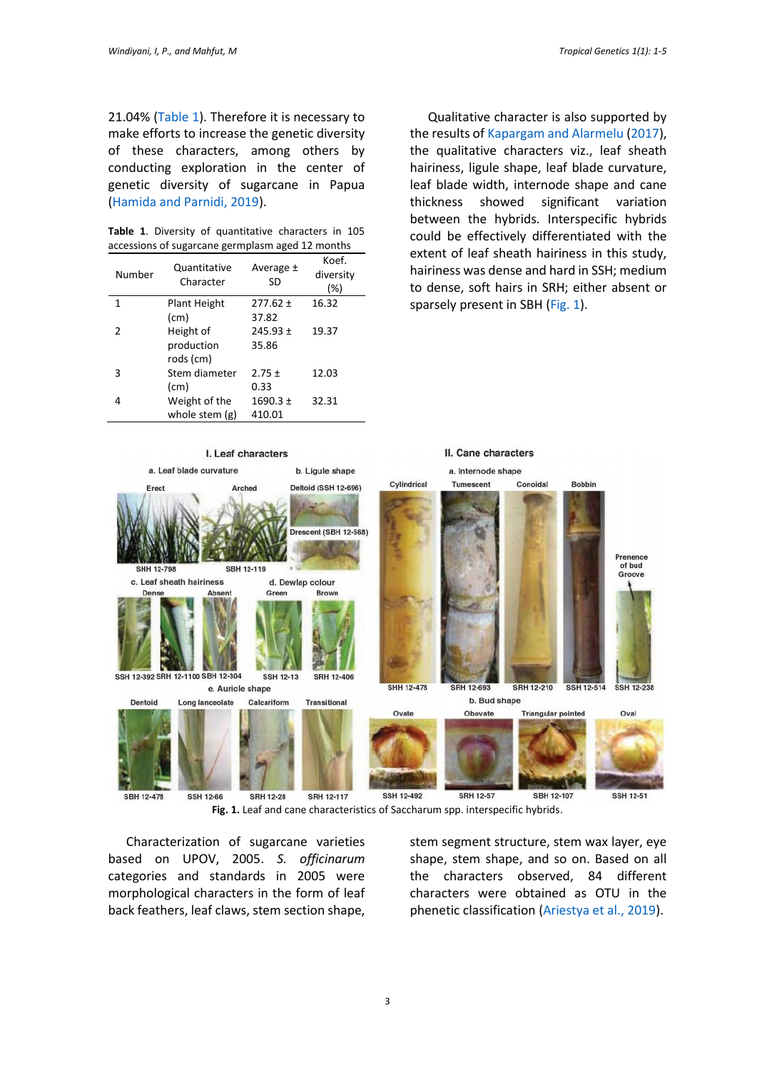21.04% (Table 1). Therefore it is necessary to make efforts to increase the genetic diversity of these characters, among others by conducting exploration in the center of genetic diversity of sugarcane in Papua (Hamida and Parnidi, 2019).

**Table 1**. Diversity of quantitative characters in 105 accessions of sugarcane germplasm aged 12 months

| Number | Quantitative Character | Average ± SD | Koef. diversity (%) |
|---|---|---|---|
| 1 | Plant Height (cm) | 277.62 ± 37.82 | 16.32 |
| 2 | Height of production rods (cm) | 245.93 ± 35.86 | 19.37 |
| 3 | Stem diameter (cm) | 2.75 ± 0.33 | 12.03 |
| 4 | Weight of the whole stem (g) | 1690.3 ± 410.01 | 32.31 |

Qualitative character is also supported by the results of Kapargam and Alarmelu (2017), the qualitative characters viz., leaf sheath hairiness, ligule shape, leaf blade curvature, leaf blade width, internode shape and cane thickness showed significant variation between the hybrids. Interspecific hybrids could be effectively differentiated with the extent of leaf sheath hairiness in this study, hairiness was dense and hard in SSH; medium to dense, soft hairs in SRH; either absent or sparsely present in SBH (Fig. 1).

**Fig. 1.** Leaf and cane characteristics of Saccharum spp. interspecific hybrids.

Characterization of sugarcane varieties based on UPOV, 2005. *S. officinarum* categories and standards in 2005 were morphological characters in the form of leaf back feathers, leaf claws, stem section shape, stem segment structure, stem wax layer, eye shape, stem shape, and so on. Based on all the characters observed, 84 different characters were obtained as OTU in the phenetic classification (Ariestya et al., 2019).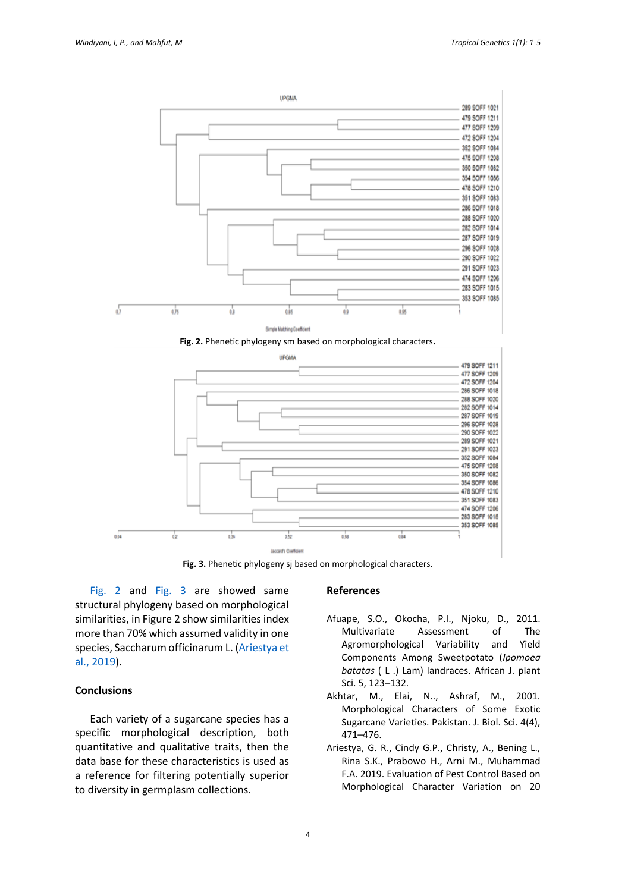Fig. 2. Phenetic phylogeny sm based on morphological characters.

Fig. 3. Phenetic phylogeny sj based on morphological characters.

Fig. 2 and Fig. 3 are showed same structural phylogeny based on morphological similarities, in Figure 2 show similarities index more than 70% which assumed validity in one species, Saccharum officinarum L. (Ariestya et al., 2019).

## Conclusions

Each variety of a sugarcane species has a specific morphological description, both quantitative and qualitative traits, then the data base for these characteristics is used as a reference for filtering potentially superior to diversity in germplasm collections.

## References

Afuape, S.O., Okocha, P.I., Njoku, D., 2011. Multivariate Assessment of The Agromorphological Variability and Yield Components Among Sweetpotato (*Ipomoea batatas* ( L .) Lam) landraces. African J. plant Sci. 5, 123–132.

Akhtar, M., Elai, N.., Ashraf, M., 2001. Morphological Characters of Some Exotic Sugarcane Varieties. Pakistan. J. Biol. Sci. 4(4), 471–476.

Ariestya, G. R., Cindy G.P., Christy, A., Bening L., Rina S.K., Prabowo H., Arni M., Muhammad F.A. 2019. Evaluation of Pest Control Based on Morphological Character Variation on 20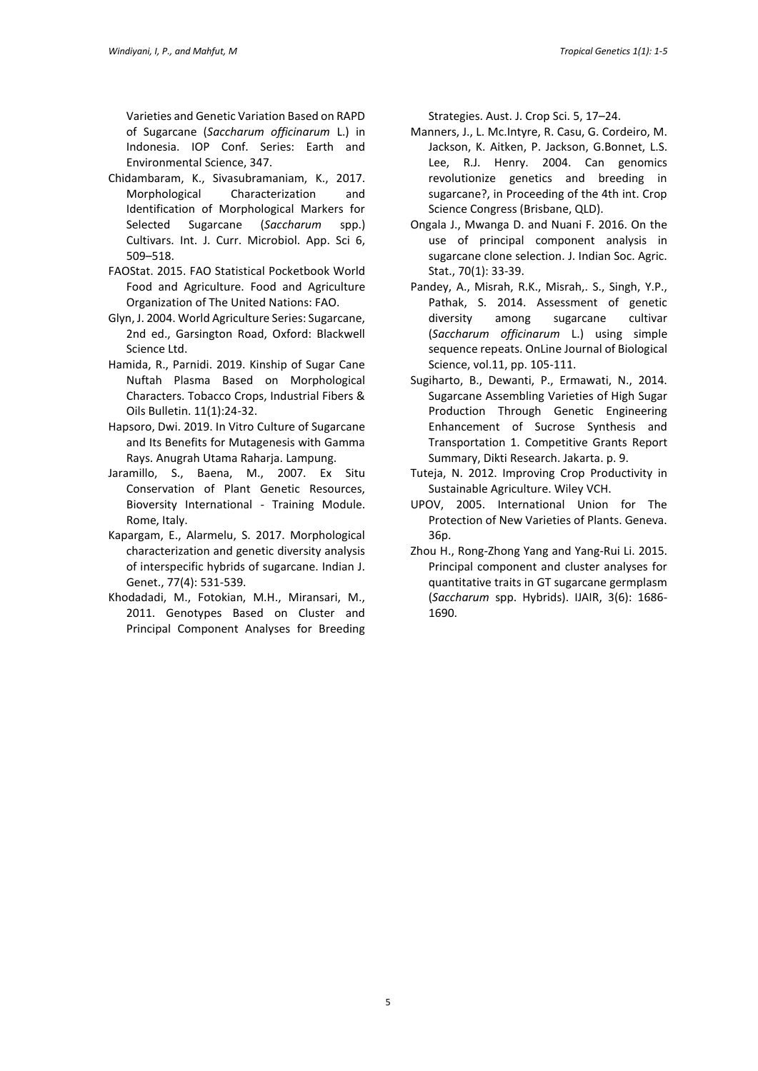Varieties and Genetic Variation Based on RAPD of Sugarcane (*Saccharum officinarum* L.) in Indonesia. IOP Conf. Series: Earth and Environmental Science, 347.

Chidambaram, K., Sivasubramaniam, K., 2017. Morphological Characterization and Identification of Morphological Markers for Selected Sugarcane (*Saccharum* spp.) Cultivars. Int. J. Curr. Microbiol. App. Sci 6, 509–518.

FAOStat. 2015. FAO Statistical Pocketbook World Food and Agriculture. Food and Agriculture Organization of The United Nations: FAO.

Glyn, J. 2004. World Agriculture Series: Sugarcane, 2nd ed., Garsington Road, Oxford: Blackwell Science Ltd.

Hamida, R., Parnidi. 2019. Kinship of Sugar Cane Nuftah Plasma Based on Morphological Characters. Tobacco Crops, Industrial Fibers & Oils Bulletin. 11(1):24-32.

Hapsoro, Dwi. 2019. In Vitro Culture of Sugarcane and Its Benefits for Mutagenesis with Gamma Rays. Anugrah Utama Raharja. Lampung.

Jaramillo, S., Baena, M., 2007. Ex Situ Conservation of Plant Genetic Resources, Bioversity International - Training Module. Rome, Italy.

Kapargam, E., Alarmelu, S. 2017. Morphological characterization and genetic diversity analysis of interspecific hybrids of sugarcane. Indian J. Genet., 77(4): 531-539.

Khodadadi, M., Fotokian, M.H., Miransari, M., 2011. Genotypes Based on Cluster and Principal Component Analyses for Breeding Strategies. Aust. J. Crop Sci. 5, 17–24.

Manners, J., L. Mc.Intyre, R. Casu, G. Cordeiro, M. Jackson, K. Aitken, P. Jackson, G.Bonnet, L.S. Lee, R.J. Henry. 2004. Can genomics revolutionize genetics and breeding in sugarcane?, in Proceeding of the 4th int. Crop Science Congress (Brisbane, QLD).

Ongala J., Mwanga D. and Nuani F. 2016. On the use of principal component analysis in sugarcane clone selection. J. Indian Soc. Agric. Stat., 70(1): 33-39.

Pandey, A., Misrah, R.K., Misrah,. S., Singh, Y.P., Pathak, S. 2014. Assessment of genetic diversity among sugarcane cultivar (*Saccharum officinarum* L.) using simple sequence repeats. OnLine Journal of Biological Science, vol.11, pp. 105-111.

Sugiharto, B., Dewanti, P., Ermawati, N., 2014. Sugarcane Assembling Varieties of High Sugar Production Through Genetic Engineering Enhancement of Sucrose Synthesis and Transportation 1. Competitive Grants Report Summary, Dikti Research. Jakarta. p. 9.

Tuteja, N. 2012. Improving Crop Productivity in Sustainable Agriculture. Wiley VCH.

UPOV, 2005. International Union for The Protection of New Varieties of Plants. Geneva. 36p.

Zhou H., Rong-Zhong Yang and Yang-Rui Li. 2015. Principal component and cluster analyses for quantitative traits in GT sugarcane germplasm (*Saccharum* spp. Hybrids). IJAIR, 3(6): 1686-1690.